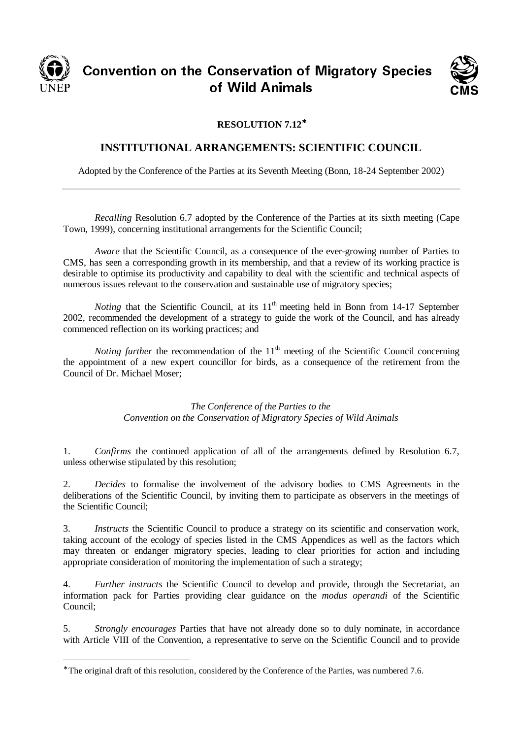# Convention on the Conservation of Migratory Species of Wild Animals

## RESOLUTION 7.12*

## INSTITUTIONAL ARRANGEMENTS: SCIENTIFIC COUNCIL

Adopted by the Conference of the Parties at its Seventh Meeting (Bonn, 18-24 September 2002)

---

*Recalling* Resolution 6.7 adopted by the Conference of the Parties at its sixth meeting (Cape Town, 1999), concerning institutional arrangements for the Scientific Council;

*Aware* that the Scientific Council, as a consequence of the ever-growing number of Parties to CMS, has seen a corresponding growth in its membership, and that a review of its working practice is desirable to optimise its productivity and capability to deal with the scientific and technical aspects of numerous issues relevant to the conservation and sustainable use of migratory species;

*Noting* that the Scientific Council, at its 11th meeting held in Bonn from 14-17 September 2002, recommended the development of a strategy to guide the work of the Council, and has already commenced reflection on its working practices; and

*Noting further* the recommendation of the 11th meeting of the Scientific Council concerning the appointment of a new expert councillor for birds, as a consequence of the retirement from the Council of Dr. Michael Moser;

*The Conference of the Parties to the Convention on the Conservation of Migratory Species of Wild Animals*

1. *Confirms* the continued application of all of the arrangements defined by Resolution 6.7, unless otherwise stipulated by this resolution;

2. *Decides* to formalise the involvement of the advisory bodies to CMS Agreements in the deliberations of the Scientific Council, by inviting them to participate as observers in the meetings of the Scientific Council;

3. *Instructs* the Scientific Council to produce a strategy on its scientific and conservation work, taking account of the ecology of species listed in the CMS Appendices as well as the factors which may threaten or endanger migratory species, leading to clear priorities for action and including appropriate consideration of monitoring the implementation of such a strategy;

4. *Further instructs* the Scientific Council to develop and provide, through the Secretariat, an information pack for Parties providing clear guidance on the *modus operandi* of the Scientific Council;

5. *Strongly encourages* Parties that have not already done so to duly nominate, in accordance with Article VIII of the Convention, a representative to serve on the Scientific Council and to provide

---

* The original draft of this resolution, considered by the Conference of the Parties, was numbered 7.6.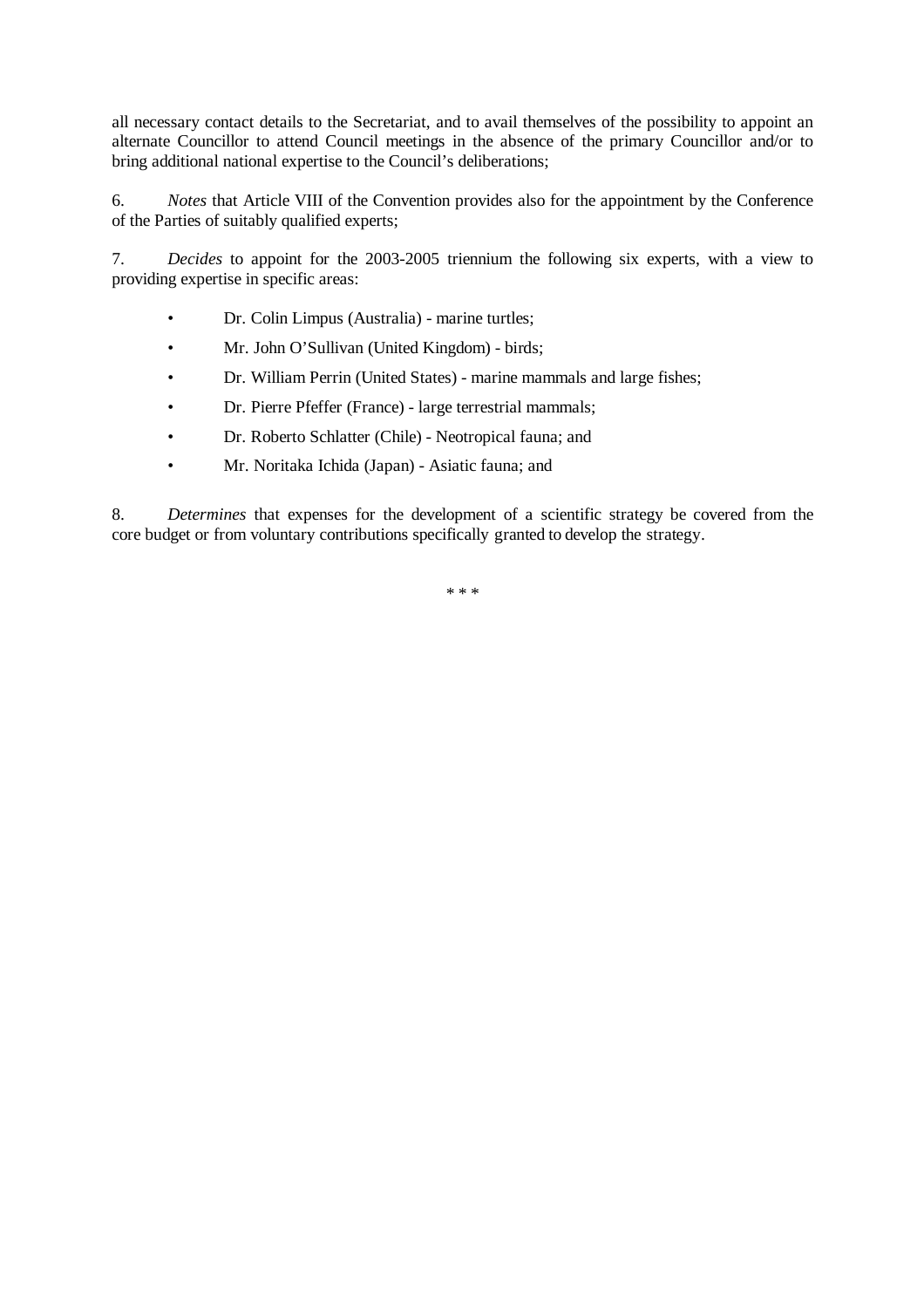all necessary contact details to the Secretariat, and to avail themselves of the possibility to appoint an alternate Councillor to attend Council meetings in the absence of the primary Councillor and/or to bring additional national expertise to the Council's deliberations;

6. *Notes* that Article VIII of the Convention provides also for the appointment by the Conference of the Parties of suitably qualified experts;

7. *Decides* to appoint for the 2003-2005 triennium the following six experts, with a view to providing expertise in specific areas:

- Dr. Colin Limpus (Australia) - marine turtles;
- Mr. John O'Sullivan (United Kingdom) - birds;
- Dr. William Perrin (United States) - marine mammals and large fishes;
- Dr. Pierre Pfeffer (France) - large terrestrial mammals;
- Dr. Roberto Schlatter (Chile) - Neotropical fauna; and
- Mr. Noritaka Ichida (Japan) - Asiatic fauna; and

8. *Determines* that expenses for the development of a scientific strategy be covered from the core budget or from voluntary contributions specifically granted to develop the strategy.

\* \* \*